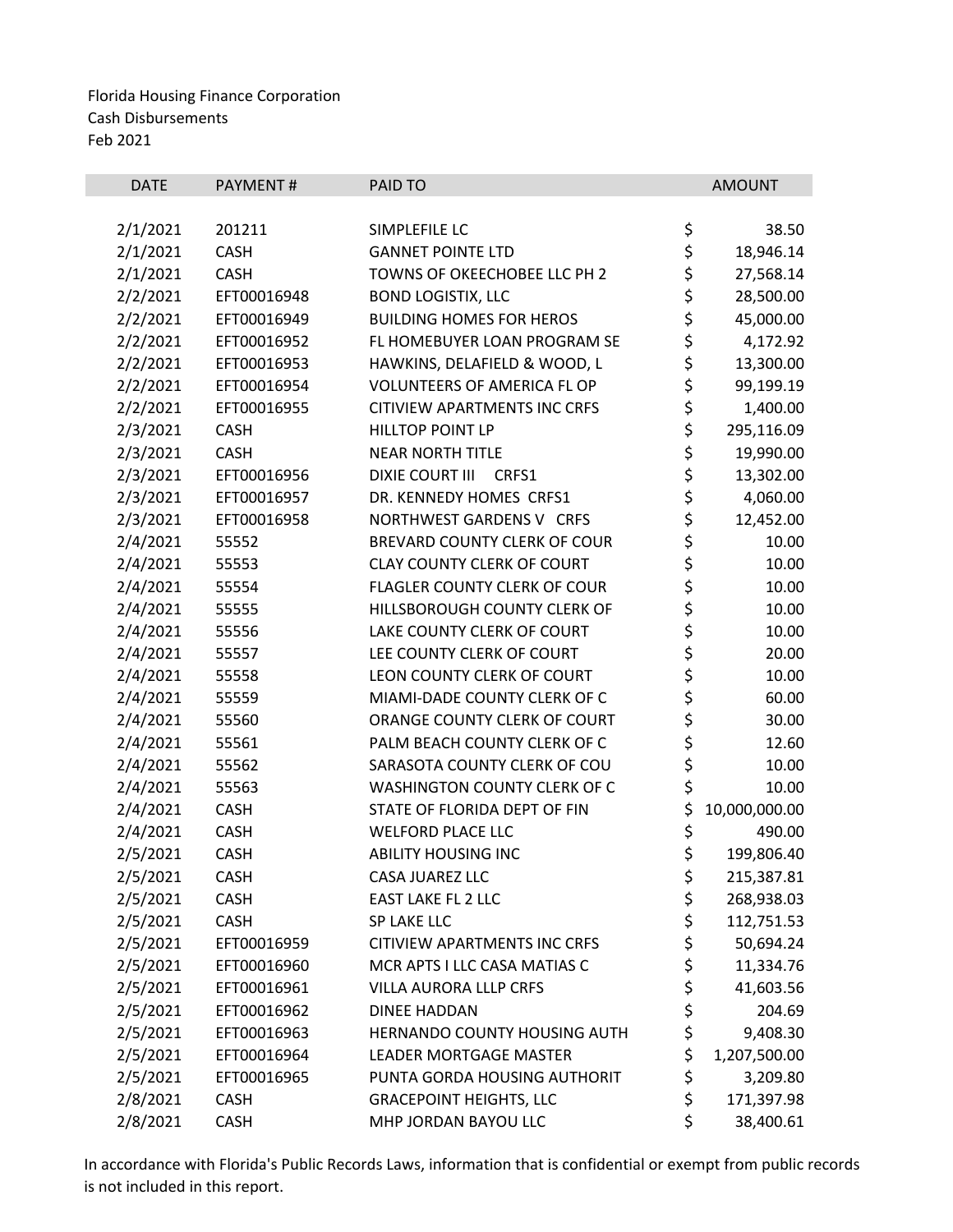Florida Housing Finance Corporation
Cash Disbursements
Feb 2021

| DATE | PAYMENT # | PAID TO | AMOUNT |
|---|---|---|---|
| 2/1/2021 | 201211 | SIMPLEFILE LC | $ 38.50 |
| 2/1/2021 | CASH | GANNET POINTE LTD | $ 18,946.14 |
| 2/1/2021 | CASH | TOWNS OF OKEECHOBEE LLC PH 2 | $ 27,568.14 |
| 2/2/2021 | EFT00016948 | BOND LOGISTIX, LLC | $ 28,500.00 |
| 2/2/2021 | EFT00016949 | BUILDING HOMES FOR HEROS | $ 45,000.00 |
| 2/2/2021 | EFT00016952 | FL HOMEBUYER LOAN PROGRAM SE | $ 4,172.92 |
| 2/2/2021 | EFT00016953 | HAWKINS, DELAFIELD & WOOD, L | $ 13,300.00 |
| 2/2/2021 | EFT00016954 | VOLUNTEERS OF AMERICA FL OP | $ 99,199.19 |
| 2/2/2021 | EFT00016955 | CITIVIEW APARTMENTS INC CRFS | $ 1,400.00 |
| 2/3/2021 | CASH | HILLTOP POINT LP | $ 295,116.09 |
| 2/3/2021 | CASH | NEAR NORTH TITLE | $ 19,990.00 |
| 2/3/2021 | EFT00016956 | DIXIE COURT III CRFS1 | $ 13,302.00 |
| 2/3/2021 | EFT00016957 | DR. KENNEDY HOMES CRFS1 | $ 4,060.00 |
| 2/3/2021 | EFT00016958 | NORTHWEST GARDENS V CRFS | $ 12,452.00 |
| 2/4/2021 | 55552 | BREVARD COUNTY CLERK OF COUR | $ 10.00 |
| 2/4/2021 | 55553 | CLAY COUNTY CLERK OF COURT | $ 10.00 |
| 2/4/2021 | 55554 | FLAGLER COUNTY CLERK OF COUR | $ 10.00 |
| 2/4/2021 | 55555 | HILLSBOROUGH COUNTY CLERK OF | $ 10.00 |
| 2/4/2021 | 55556 | LAKE COUNTY CLERK OF COURT | $ 10.00 |
| 2/4/2021 | 55557 | LEE COUNTY CLERK OF COURT | $ 20.00 |
| 2/4/2021 | 55558 | LEON COUNTY CLERK OF COURT | $ 10.00 |
| 2/4/2021 | 55559 | MIAMI-DADE COUNTY CLERK OF C | $ 60.00 |
| 2/4/2021 | 55560 | ORANGE COUNTY CLERK OF COURT | $ 30.00 |
| 2/4/2021 | 55561 | PALM BEACH COUNTY CLERK OF C | $ 12.60 |
| 2/4/2021 | 55562 | SARASOTA COUNTY CLERK OF COU | $ 10.00 |
| 2/4/2021 | 55563 | WASHINGTON COUNTY CLERK OF C | $ 10.00 |
| 2/4/2021 | CASH | STATE OF FLORIDA DEPT OF FIN | $ 10,000,000.00 |
| 2/4/2021 | CASH | WELFORD PLACE LLC | $ 490.00 |
| 2/5/2021 | CASH | ABILITY HOUSING INC | $ 199,806.40 |
| 2/5/2021 | CASH | CASA JUAREZ LLC | $ 215,387.81 |
| 2/5/2021 | CASH | EAST LAKE FL 2 LLC | $ 268,938.03 |
| 2/5/2021 | CASH | SP LAKE LLC | $ 112,751.53 |
| 2/5/2021 | EFT00016959 | CITIVIEW APARTMENTS INC CRFS | $ 50,694.24 |
| 2/5/2021 | EFT00016960 | MCR APTS I LLC CASA MATIAS C | $ 11,334.76 |
| 2/5/2021 | EFT00016961 | VILLA AURORA LLLP CRFS | $ 41,603.56 |
| 2/5/2021 | EFT00016962 | DINEE HADDAN | $ 204.69 |
| 2/5/2021 | EFT00016963 | HERNANDO COUNTY HOUSING AUTH | $ 9,408.30 |
| 2/5/2021 | EFT00016964 | LEADER MORTGAGE MASTER | $ 1,207,500.00 |
| 2/5/2021 | EFT00016965 | PUNTA GORDA HOUSING AUTHORIT | $ 3,209.80 |
| 2/8/2021 | CASH | GRACEPOINT HEIGHTS, LLC | $ 171,397.98 |
| 2/8/2021 | CASH | MHP JORDAN BAYOU LLC | $ 38,400.61 |

In accordance with Florida's Public Records Laws, information that is confidential or exempt from public records is not included in this report.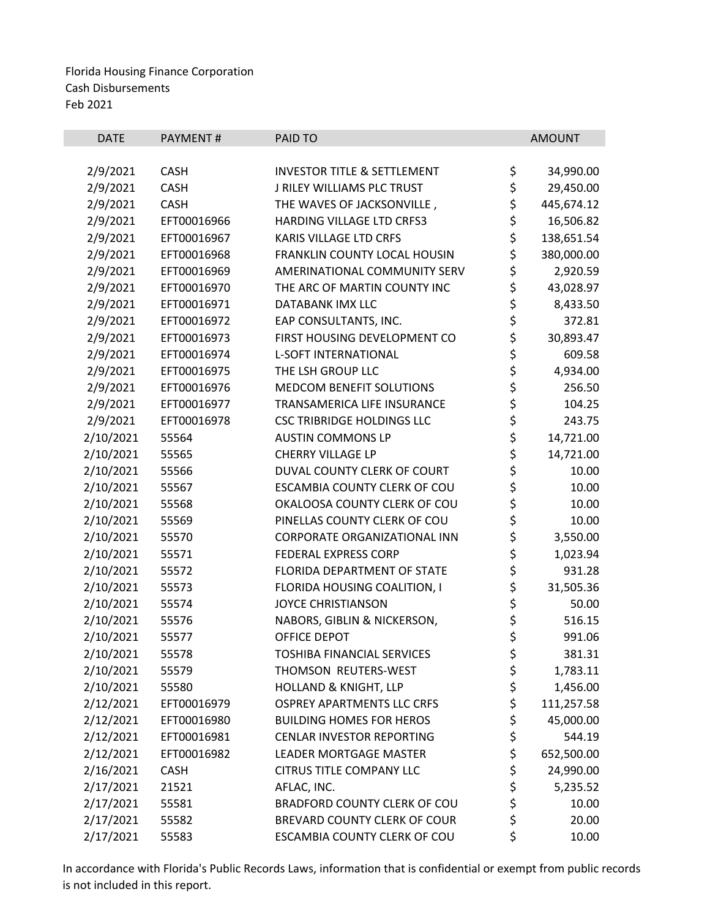Florida Housing Finance Corporation
Cash Disbursements
Feb 2021

| DATE | PAYMENT # | PAID TO | AMOUNT |
|---|---|---|---|
| 2/9/2021 | CASH | INVESTOR TITLE & SETTLEMENT | $ 34,990.00 |
| 2/9/2021 | CASH | J RILEY WILLIAMS PLC TRUST | $ 29,450.00 |
| 2/9/2021 | CASH | THE WAVES OF JACKSONVILLE , | $ 445,674.12 |
| 2/9/2021 | EFT00016966 | HARDING VILLAGE LTD CRFS3 | $ 16,506.82 |
| 2/9/2021 | EFT00016967 | KARIS VILLAGE LTD CRFS | $ 138,651.54 |
| 2/9/2021 | EFT00016968 | FRANKLIN COUNTY LOCAL HOUSIN | $ 380,000.00 |
| 2/9/2021 | EFT00016969 | AMERINATIONAL COMMUNITY SERV | $ 2,920.59 |
| 2/9/2021 | EFT00016970 | THE ARC OF MARTIN COUNTY INC | $ 43,028.97 |
| 2/9/2021 | EFT00016971 | DATABANK IMX LLC | $ 8,433.50 |
| 2/9/2021 | EFT00016972 | EAP CONSULTANTS, INC. | $ 372.81 |
| 2/9/2021 | EFT00016973 | FIRST HOUSING DEVELOPMENT CO | $ 30,893.47 |
| 2/9/2021 | EFT00016974 | L-SOFT INTERNATIONAL | $ 609.58 |
| 2/9/2021 | EFT00016975 | THE LSH GROUP LLC | $ 4,934.00 |
| 2/9/2021 | EFT00016976 | MEDCOM BENEFIT SOLUTIONS | $ 256.50 |
| 2/9/2021 | EFT00016977 | TRANSAMERICA LIFE INSURANCE | $ 104.25 |
| 2/9/2021 | EFT00016978 | CSC TRIBRIDGE HOLDINGS LLC | $ 243.75 |
| 2/10/2021 | 55564 | AUSTIN COMMONS LP | $ 14,721.00 |
| 2/10/2021 | 55565 | CHERRY VILLAGE LP | $ 14,721.00 |
| 2/10/2021 | 55566 | DUVAL COUNTY CLERK OF COURT | $ 10.00 |
| 2/10/2021 | 55567 | ESCAMBIA COUNTY CLERK OF COU | $ 10.00 |
| 2/10/2021 | 55568 | OKALOOSA COUNTY CLERK OF COU | $ 10.00 |
| 2/10/2021 | 55569 | PINELLAS COUNTY CLERK OF COU | $ 10.00 |
| 2/10/2021 | 55570 | CORPORATE ORGANIZATIONAL INN | $ 3,550.00 |
| 2/10/2021 | 55571 | FEDERAL EXPRESS CORP | $ 1,023.94 |
| 2/10/2021 | 55572 | FLORIDA DEPARTMENT OF STATE | $ 931.28 |
| 2/10/2021 | 55573 | FLORIDA HOUSING COALITION, I | $ 31,505.36 |
| 2/10/2021 | 55574 | JOYCE CHRISTIANSON | $ 50.00 |
| 2/10/2021 | 55576 | NABORS, GIBLIN & NICKERSON, | $ 516.15 |
| 2/10/2021 | 55577 | OFFICE DEPOT | $ 991.06 |
| 2/10/2021 | 55578 | TOSHIBA FINANCIAL SERVICES | $ 381.31 |
| 2/10/2021 | 55579 | THOMSON REUTERS-WEST | $ 1,783.11 |
| 2/10/2021 | 55580 | HOLLAND & KNIGHT, LLP | $ 1,456.00 |
| 2/12/2021 | EFT00016979 | OSPREY APARTMENTS LLC CRFS | $ 111,257.58 |
| 2/12/2021 | EFT00016980 | BUILDING HOMES FOR HEROS | $ 45,000.00 |
| 2/12/2021 | EFT00016981 | CENLAR INVESTOR REPORTING | $ 544.19 |
| 2/12/2021 | EFT00016982 | LEADER MORTGAGE MASTER | $ 652,500.00 |
| 2/16/2021 | CASH | CITRUS TITLE COMPANY LLC | $ 24,990.00 |
| 2/17/2021 | 21521 | AFLAC, INC. | $ 5,235.52 |
| 2/17/2021 | 55581 | BRADFORD COUNTY CLERK OF COU | $ 10.00 |
| 2/17/2021 | 55582 | BREVARD COUNTY CLERK OF COUR | $ 20.00 |
| 2/17/2021 | 55583 | ESCAMBIA COUNTY CLERK OF COU | $ 10.00 |

In accordance with Florida's Public Records Laws, information that is confidential or exempt from public records is not included in this report.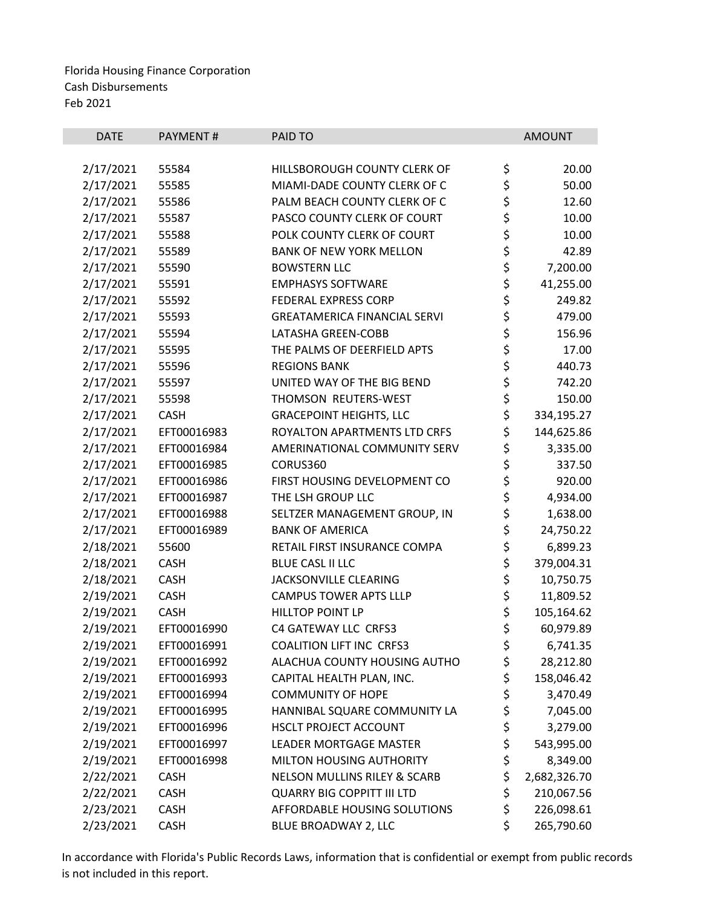Florida Housing Finance Corporation
Cash Disbursements
Feb 2021

| DATE | PAYMENT # | PAID TO | AMOUNT |
|---|---|---|---|
| 2/17/2021 | 55584 | HILLSBOROUGH COUNTY CLERK OF | $ 20.00 |
| 2/17/2021 | 55585 | MIAMI-DADE COUNTY CLERK OF C | $ 50.00 |
| 2/17/2021 | 55586 | PALM BEACH COUNTY CLERK OF C | $ 12.60 |
| 2/17/2021 | 55587 | PASCO COUNTY CLERK OF COURT | $ 10.00 |
| 2/17/2021 | 55588 | POLK COUNTY CLERK OF COURT | $ 10.00 |
| 2/17/2021 | 55589 | BANK OF NEW YORK MELLON | $ 42.89 |
| 2/17/2021 | 55590 | BOWSTERN LLC | $ 7,200.00 |
| 2/17/2021 | 55591 | EMPHASYS SOFTWARE | $ 41,255.00 |
| 2/17/2021 | 55592 | FEDERAL EXPRESS CORP | $ 249.82 |
| 2/17/2021 | 55593 | GREATAMERICA FINANCIAL SERVI | $ 479.00 |
| 2/17/2021 | 55594 | LATASHA GREEN-COBB | $ 156.96 |
| 2/17/2021 | 55595 | THE PALMS OF DEERFIELD APTS | $ 17.00 |
| 2/17/2021 | 55596 | REGIONS BANK | $ 440.73 |
| 2/17/2021 | 55597 | UNITED WAY OF THE BIG BEND | $ 742.20 |
| 2/17/2021 | 55598 | THOMSON REUTERS-WEST | $ 150.00 |
| 2/17/2021 | CASH | GRACEPOINT HEIGHTS, LLC | $ 334,195.27 |
| 2/17/2021 | EFT00016983 | ROYALTON APARTMENTS LTD CRFS | $ 144,625.86 |
| 2/17/2021 | EFT00016984 | AMERINATIONAL COMMUNITY SERV | $ 3,335.00 |
| 2/17/2021 | EFT00016985 | CORUS360 | $ 337.50 |
| 2/17/2021 | EFT00016986 | FIRST HOUSING DEVELOPMENT CO | $ 920.00 |
| 2/17/2021 | EFT00016987 | THE LSH GROUP LLC | $ 4,934.00 |
| 2/17/2021 | EFT00016988 | SELTZER MANAGEMENT GROUP, IN | $ 1,638.00 |
| 2/17/2021 | EFT00016989 | BANK OF AMERICA | $ 24,750.22 |
| 2/18/2021 | 55600 | RETAIL FIRST INSURANCE COMPA | $ 6,899.23 |
| 2/18/2021 | CASH | BLUE CASL II LLC | $ 379,004.31 |
| 2/18/2021 | CASH | JACKSONVILLE CLEARING | $ 10,750.75 |
| 2/19/2021 | CASH | CAMPUS TOWER APTS LLLP | $ 11,809.52 |
| 2/19/2021 | CASH | HILLTOP POINT LP | $ 105,164.62 |
| 2/19/2021 | EFT00016990 | C4 GATEWAY LLC CRFS3 | $ 60,979.89 |
| 2/19/2021 | EFT00016991 | COALITION LIFT INC CRFS3 | $ 6,741.35 |
| 2/19/2021 | EFT00016992 | ALACHUA COUNTY HOUSING AUTHO | $ 28,212.80 |
| 2/19/2021 | EFT00016993 | CAPITAL HEALTH PLAN, INC. | $ 158,046.42 |
| 2/19/2021 | EFT00016994 | COMMUNITY OF HOPE | $ 3,470.49 |
| 2/19/2021 | EFT00016995 | HANNIBAL SQUARE COMMUNITY LA | $ 7,045.00 |
| 2/19/2021 | EFT00016996 | HSCLT PROJECT ACCOUNT | $ 3,279.00 |
| 2/19/2021 | EFT00016997 | LEADER MORTGAGE MASTER | $ 543,995.00 |
| 2/19/2021 | EFT00016998 | MILTON HOUSING AUTHORITY | $ 8,349.00 |
| 2/22/2021 | CASH | NELSON MULLINS RILEY & SCARB | $ 2,682,326.70 |
| 2/22/2021 | CASH | QUARRY BIG COPPITT III LTD | $ 210,067.56 |
| 2/23/2021 | CASH | AFFORDABLE HOUSING SOLUTIONS | $ 226,098.61 |
| 2/23/2021 | CASH | BLUE BROADWAY 2, LLC | $ 265,790.60 |

In accordance with Florida's Public Records Laws, information that is confidential or exempt from public records is not included in this report.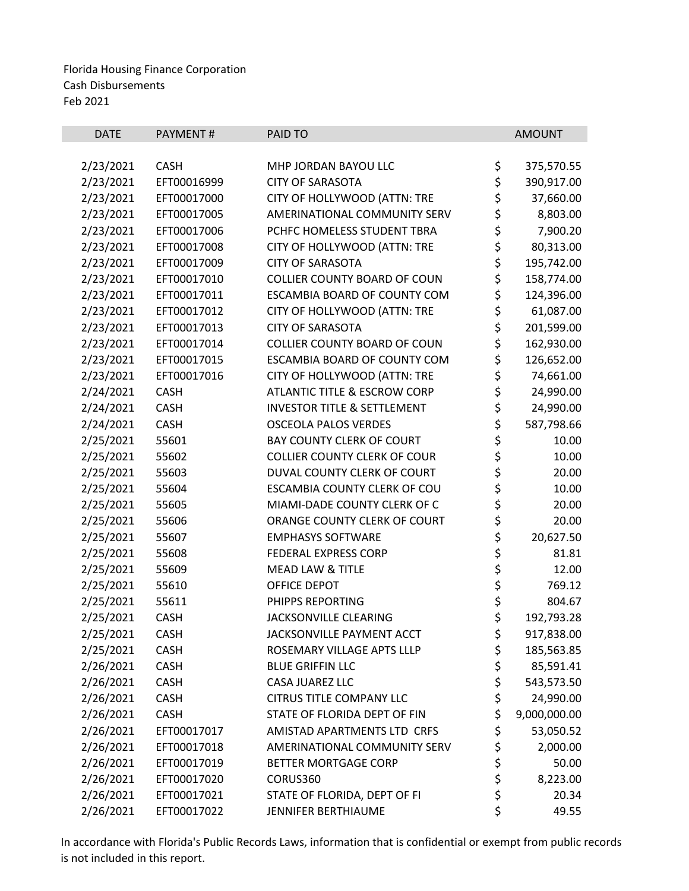Florida Housing Finance Corporation
Cash Disbursements
Feb 2021

| DATE | PAYMENT # | PAID TO | | AMOUNT |
|---|---|---|---|---|
| 2/23/2021 | CASH | MHP JORDAN BAYOU LLC | $ | 375,570.55 |
| 2/23/2021 | EFT00016999 | CITY OF SARASOTA | $ | 390,917.00 |
| 2/23/2021 | EFT00017000 | CITY OF HOLLYWOOD (ATTN: TRE | $ | 37,660.00 |
| 2/23/2021 | EFT00017005 | AMERINATIONAL COMMUNITY SERV | $ | 8,803.00 |
| 2/23/2021 | EFT00017006 | PCHFC HOMELESS STUDENT TBRA | $ | 7,900.20 |
| 2/23/2021 | EFT00017008 | CITY OF HOLLYWOOD (ATTN: TRE | $ | 80,313.00 |
| 2/23/2021 | EFT00017009 | CITY OF SARASOTA | $ | 195,742.00 |
| 2/23/2021 | EFT00017010 | COLLIER COUNTY BOARD OF COUN | $ | 158,774.00 |
| 2/23/2021 | EFT00017011 | ESCAMBIA BOARD OF COUNTY COM | $ | 124,396.00 |
| 2/23/2021 | EFT00017012 | CITY OF HOLLYWOOD (ATTN: TRE | $ | 61,087.00 |
| 2/23/2021 | EFT00017013 | CITY OF SARASOTA | $ | 201,599.00 |
| 2/23/2021 | EFT00017014 | COLLIER COUNTY BOARD OF COUN | $ | 162,930.00 |
| 2/23/2021 | EFT00017015 | ESCAMBIA BOARD OF COUNTY COM | $ | 126,652.00 |
| 2/23/2021 | EFT00017016 | CITY OF HOLLYWOOD (ATTN: TRE | $ | 74,661.00 |
| 2/24/2021 | CASH | ATLANTIC TITLE & ESCROW CORP | $ | 24,990.00 |
| 2/24/2021 | CASH | INVESTOR TITLE & SETTLEMENT | $ | 24,990.00 |
| 2/24/2021 | CASH | OSCEOLA PALOS VERDES | $ | 587,798.66 |
| 2/25/2021 | 55601 | BAY COUNTY CLERK OF COURT | $ | 10.00 |
| 2/25/2021 | 55602 | COLLIER COUNTY CLERK OF COUR | $ | 10.00 |
| 2/25/2021 | 55603 | DUVAL COUNTY CLERK OF COURT | $ | 20.00 |
| 2/25/2021 | 55604 | ESCAMBIA COUNTY CLERK OF COU | $ | 10.00 |
| 2/25/2021 | 55605 | MIAMI-DADE COUNTY CLERK OF C | $ | 20.00 |
| 2/25/2021 | 55606 | ORANGE COUNTY CLERK OF COURT | $ | 20.00 |
| 2/25/2021 | 55607 | EMPHASYS SOFTWARE | $ | 20,627.50 |
| 2/25/2021 | 55608 | FEDERAL EXPRESS CORP | $ | 81.81 |
| 2/25/2021 | 55609 | MEAD LAW & TITLE | $ | 12.00 |
| 2/25/2021 | 55610 | OFFICE DEPOT | $ | 769.12 |
| 2/25/2021 | 55611 | PHIPPS REPORTING | $ | 804.67 |
| 2/25/2021 | CASH | JACKSONVILLE CLEARING | $ | 192,793.28 |
| 2/25/2021 | CASH | JACKSONVILLE PAYMENT ACCT | $ | 917,838.00 |
| 2/25/2021 | CASH | ROSEMARY VILLAGE APTS LLLP | $ | 185,563.85 |
| 2/26/2021 | CASH | BLUE GRIFFIN LLC | $ | 85,591.41 |
| 2/26/2021 | CASH | CASA JUAREZ LLC | $ | 543,573.50 |
| 2/26/2021 | CASH | CITRUS TITLE COMPANY LLC | $ | 24,990.00 |
| 2/26/2021 | CASH | STATE OF FLORIDA DEPT OF FIN | $ | 9,000,000.00 |
| 2/26/2021 | EFT00017017 | AMISTAD APARTMENTS LTD CRFS | $ | 53,050.52 |
| 2/26/2021 | EFT00017018 | AMERINATIONAL COMMUNITY SERV | $ | 2,000.00 |
| 2/26/2021 | EFT00017019 | BETTER MORTGAGE CORP | $ | 50.00 |
| 2/26/2021 | EFT00017020 | CORUS360 | $ | 8,223.00 |
| 2/26/2021 | EFT00017021 | STATE OF FLORIDA, DEPT OF FI | $ | 20.34 |
| 2/26/2021 | EFT00017022 | JENNIFER BERTHIAUME | $ | 49.55 |

In accordance with Florida's Public Records Laws, information that is confidential or exempt from public records is not included in this report.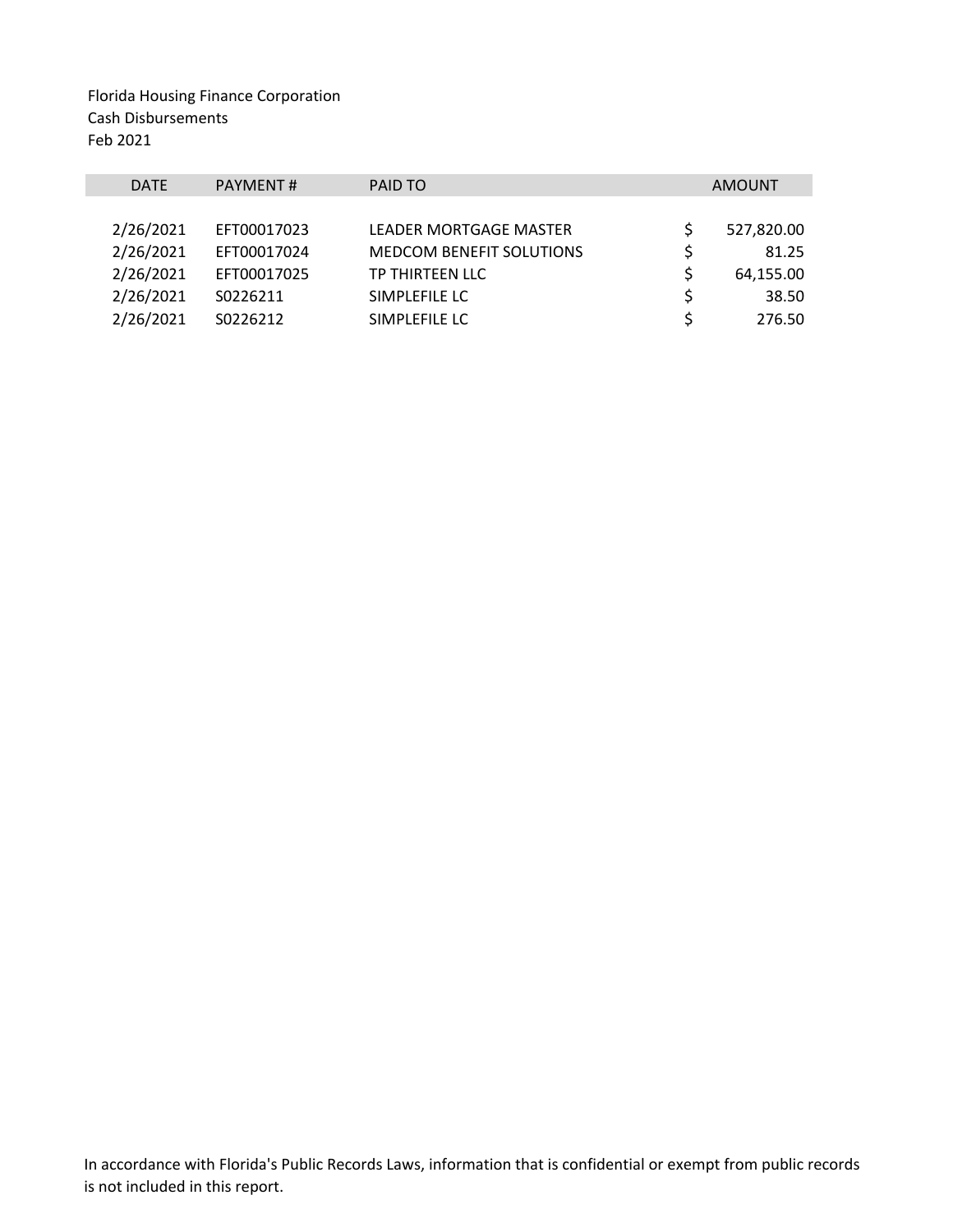Florida Housing Finance Corporation
Cash Disbursements
Feb 2021

| DATE | PAYMENT # | PAID TO | | AMOUNT |
|---|---|---|---|---|
| 2/26/2021 | EFT00017023 | LEADER MORTGAGE MASTER | $ | 527,820.00 |
| 2/26/2021 | EFT00017024 | MEDCOM BENEFIT SOLUTIONS | $ | 81.25 |
| 2/26/2021 | EFT00017025 | TP THIRTEEN LLC | $ | 64,155.00 |
| 2/26/2021 | S0226211 | SIMPLEFILE LC | $ | 38.50 |
| 2/26/2021 | S0226212 | SIMPLEFILE LC | $ | 276.50 |

In accordance with Florida's Public Records Laws, information that is confidential or exempt from public records is not included in this report.